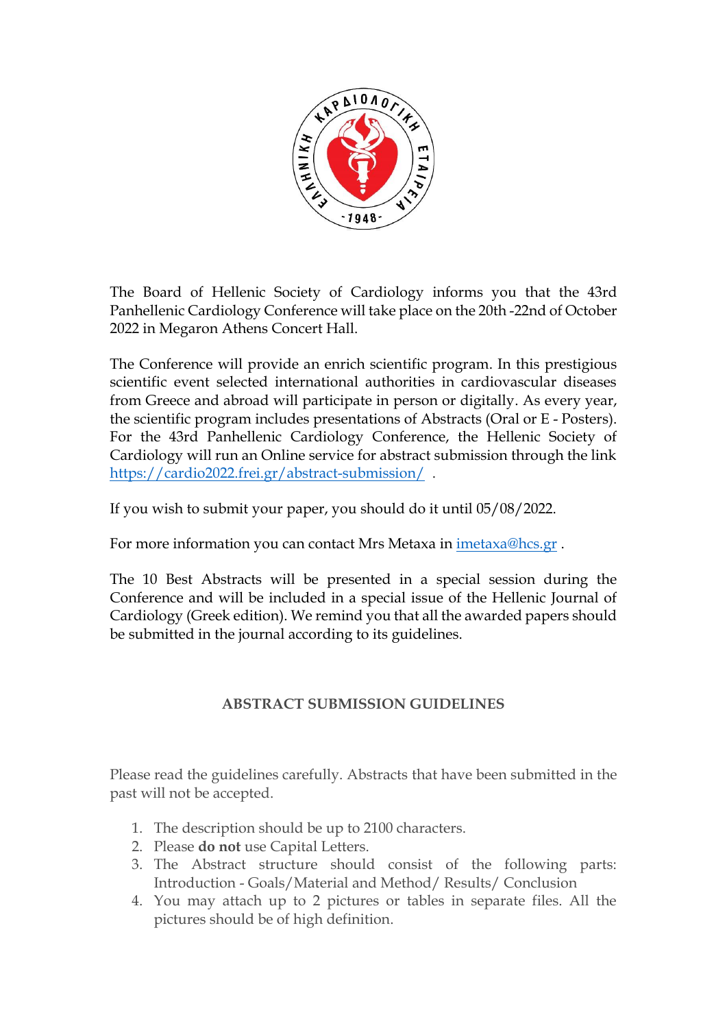The Board of Hellenic Society of Cardiology informs you that the 43rd Panhellenic Cardiology Conference will take place on the 20th -22nd of October 2022 in Megaron Athens Concert Hall.

The Conference will provide an enrich scientific program. In this prestigious scientific event selected international authorities in cardiovascular diseases from Greece and abroad will participate in person or digitally. As every year, the scientific program includes presentations of Abstracts (Oral or E - Posters). For the 43rd Panhellenic Cardiology Conference, the Hellenic Society of Cardiology will run an Online service for abstract submission through the link https://cardio2022.frei.gr/abstract-submission/ .

If you wish to submit your paper, you should do it until 05/08/2022.

For more information you can contact Mrs Metaxa in imetaxa@hcs.gr .

The 10 Best Abstracts will be presented in a special session during the Conference and will be included in a special issue of the Hellenic Journal of Cardiology (Greek edition). We remind you that all the awarded papers should be submitted in the journal according to its guidelines.

## ABSTRACT SUBMISSION GUIDELINES

Please read the guidelines carefully. Abstracts that have been submitted in the past will not be accepted.

1. The description should be up to 2100 characters.
2. Please **do not** use Capital Letters.
3. The Abstract structure should consist of the following parts: Introduction - Goals/Material and Method/ Results/ Conclusion
4. You may attach up to 2 pictures or tables in separate files. All the pictures should be of high definition.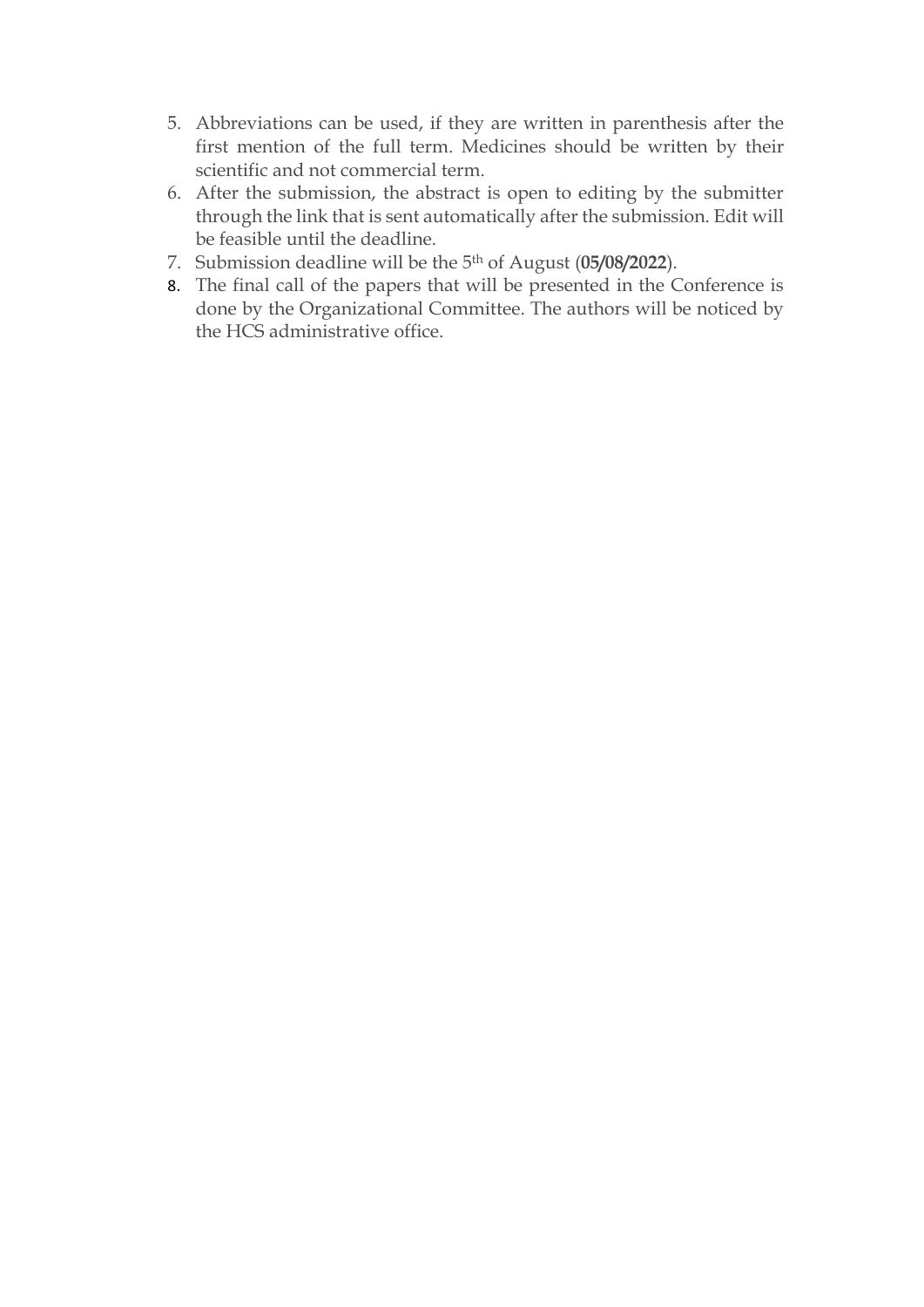5. Abbreviations can be used, if they are written in parenthesis after the first mention of the full term. Medicines should be written by their scientific and not commercial term.
6. After the submission, the abstract is open to editing by the submitter through the link that is sent automatically after the submission. Edit will be feasible until the deadline.
7. Submission deadline will be the 5th of August (**05/08/2022**).
8. The final call of the papers that will be presented in the Conference is done by the Organizational Committee. The authors will be noticed by the HCS administrative office.